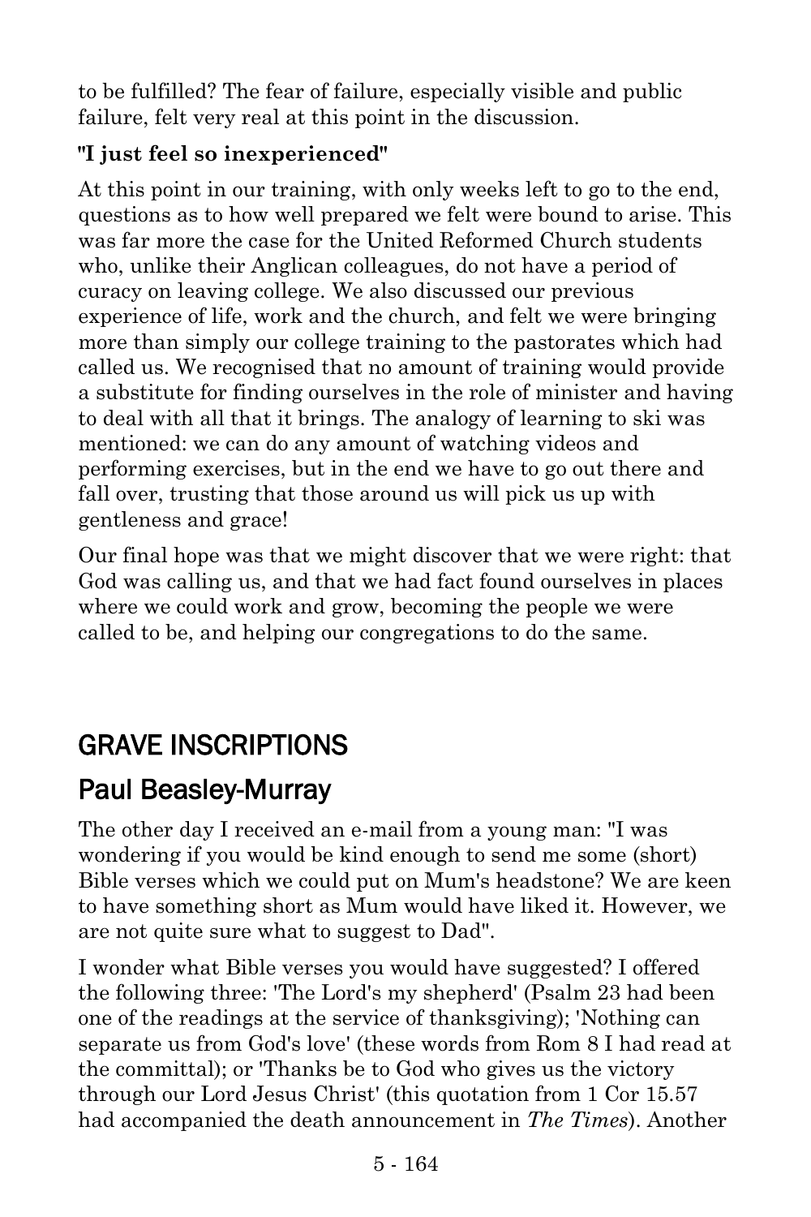to be fulfilled? The fear of failure, especially visible and public failure, felt very real at this point in the discussion.

**"I just feel so inexperienced"**

At this point in our training, with only weeks left to go to the end, questions as to how well prepared we felt were bound to arise. This was far more the case for the United Reformed Church students who, unlike their Anglican colleagues, do not have a period of curacy on leaving college. We also discussed our previous experience of life, work and the church, and felt we were bringing more than simply our college training to the pastorates which had called us. We recognised that no amount of training would provide a substitute for finding ourselves in the role of minister and having to deal with all that it brings. The analogy of learning to ski was mentioned: we can do any amount of watching videos and performing exercises, but in the end we have to go out there and fall over, trusting that those around us will pick us up with gentleness and grace!

Our final hope was that we might discover that we were right: that God was calling us, and that we had fact found ourselves in places where we could work and grow, becoming the people we were called to be, and helping our congregations to do the same.

# GRAVE INSCRIPTIONS

## Paul Beasley-Murray

The other day I received an e-mail from a young man: "I was wondering if you would be kind enough to send me some (short) Bible verses which we could put on Mum's headstone? We are keen to have something short as Mum would have liked it. However, we are not quite sure what to suggest to Dad".

I wonder what Bible verses you would have suggested? I offered the following three: 'The Lord's my shepherd' (Psalm 23 had been one of the readings at the service of thanksgiving); 'Nothing can separate us from God's love' (these words from Rom 8 I had read at the committal); or 'Thanks be to God who gives us the victory through our Lord Jesus Christ' (this quotation from 1 Cor 15.57 had accompanied the death announcement in *The Times*). Another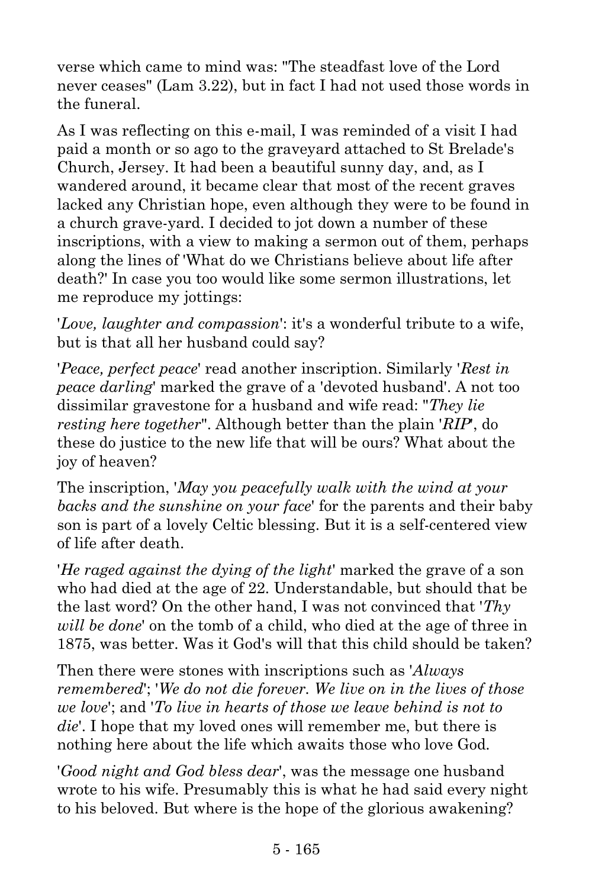verse which came to mind was: "The steadfast love of the Lord never ceases" (Lam 3.22), but in fact I had not used those words in the funeral.

As I was reflecting on this e-mail, I was reminded of a visit I had paid a month or so ago to the graveyard attached to St Brelade's Church, Jersey. It had been a beautiful sunny day, and, as I wandered around, it became clear that most of the recent graves lacked any Christian hope, even although they were to be found in a church grave-yard. I decided to jot down a number of these inscriptions, with a view to making a sermon out of them, perhaps along the lines of 'What do we Christians believe about life after death?' In case you too would like some sermon illustrations, let me reproduce my jottings:

'*Love, laughter and compassion*': it's a wonderful tribute to a wife, but is that all her husband could say?

'*Peace, perfect peace*' read another inscription. Similarly '*Rest in peace darling*' marked the grave of a 'devoted husband'. A not too dissimilar gravestone for a husband and wife read: "*They lie resting here together*". Although better than the plain '*RIP*', do these do justice to the new life that will be ours? What about the joy of heaven?

The inscription, '*May you peacefully walk with the wind at your backs and the sunshine on your face*' for the parents and their baby son is part of a lovely Celtic blessing. But it is a self-centered view of life after death.

'*He raged against the dying of the light*' marked the grave of a son who had died at the age of 22. Understandable, but should that be the last word? On the other hand, I was not convinced that '*Thy will be done*' on the tomb of a child, who died at the age of three in 1875, was better. Was it God's will that this child should be taken?

Then there were stones with inscriptions such as '*Always remembered*'; '*We do not die forever. We live on in the lives of those we love*'; and '*To live in hearts of those we leave behind is not to die*'. I hope that my loved ones will remember me, but there is nothing here about the life which awaits those who love God.

'*Good night and God bless dear*', was the message one husband wrote to his wife. Presumably this is what he had said every night to his beloved. But where is the hope of the glorious awakening?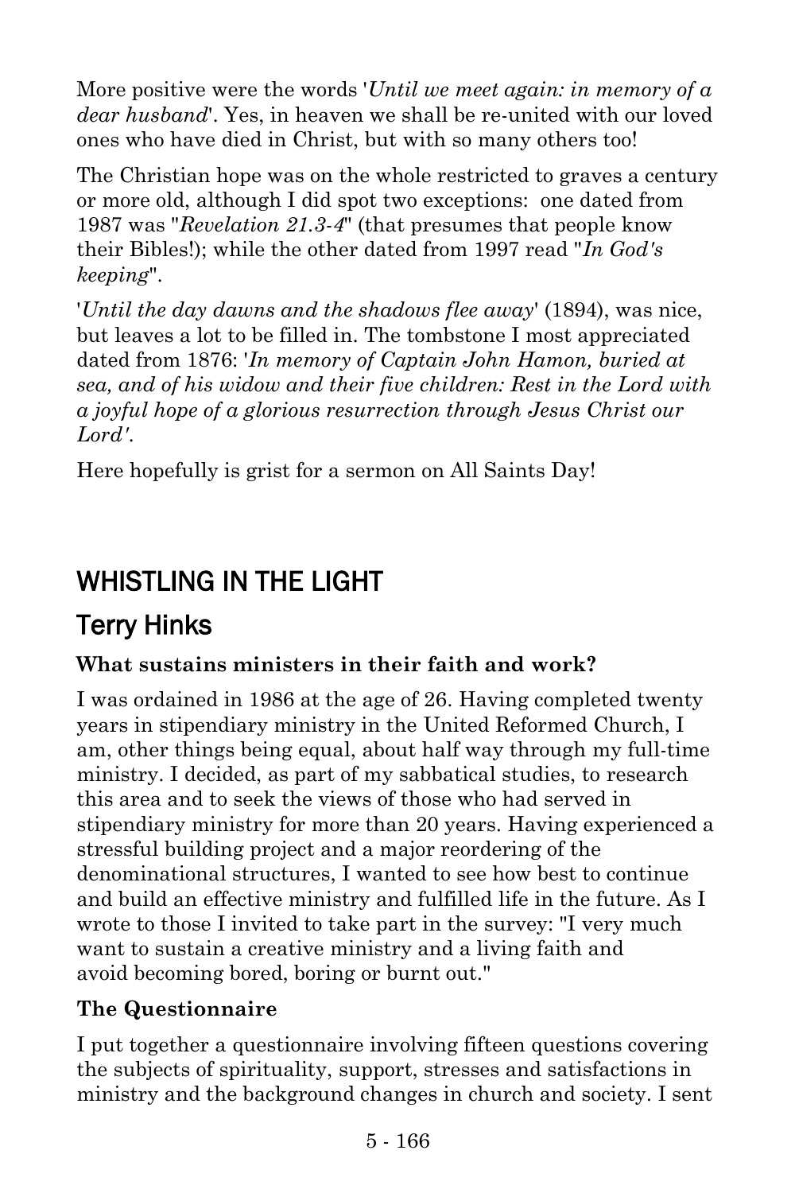More positive were the words '*Until we meet again: in memory of a dear husband*'. Yes, in heaven we shall be re-united with our loved ones who have died in Christ, but with so many others too!

The Christian hope was on the whole restricted to graves a century or more old, although I did spot two exceptions: one dated from 1987 was "*Revelation 21.3-4*" (that presumes that people know their Bibles!); while the other dated from 1997 read "*In God's keeping*".

'*Until the day dawns and the shadows flee away*' (1894), was nice, but leaves a lot to be filled in. The tombstone I most appreciated dated from 1876: '*In memory of Captain John Hamon, buried at sea, and of his widow and their five children: Rest in the Lord with a joyful hope of a glorious resurrection through Jesus Christ our Lord'*.

Here hopefully is grist for a sermon on All Saints Day!

# WHISTLING IN THE LIGHT

## Terry Hinks

**What sustains ministers in their faith and work?**

I was ordained in 1986 at the age of 26. Having completed twenty years in stipendiary ministry in the United Reformed Church, I am, other things being equal, about half way through my full-time ministry. I decided, as part of my sabbatical studies, to research this area and to seek the views of those who had served in stipendiary ministry for more than 20 years. Having experienced a stressful building project and a major reordering of the denominational structures, I wanted to see how best to continue and build an effective ministry and fulfilled life in the future. As I wrote to those I invited to take part in the survey: "I very much want to sustain a creative ministry and a living faith and avoid becoming bored, boring or burnt out."

**The Questionnaire**

I put together a questionnaire involving fifteen questions covering the subjects of spirituality, support, stresses and satisfactions in ministry and the background changes in church and society. I sent